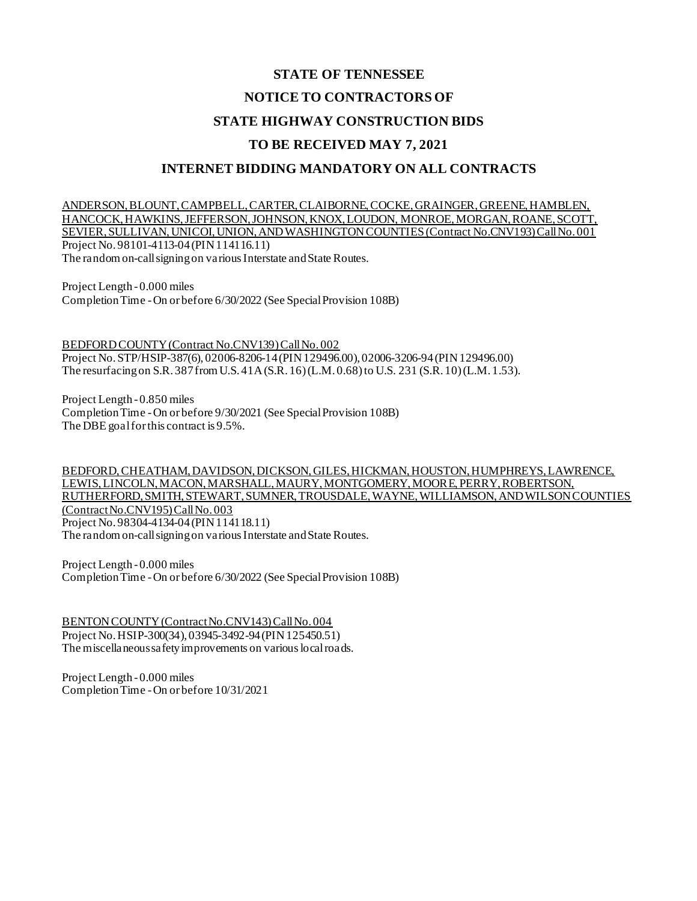# STATE OF TENNESSEE

# NOTICE TO CONTRACTORS OF

# STATE HIGHWAY CONSTRUCTION BIDS

# TO BE RECEIVED MAY 7, 2021

# INTERNET BIDDING MANDATORY ON ALL CONTRACTS

ANDERSON, BLOUNT, CAMPBELL, CARTER, CLAIBORNE, COCKE, GRAINGER, GREENE, HAMBLEN, HANCOCK, HAWKINS, JEFFERSON, JOHNSON, KNOX, LOUDON, MONROE, MORGAN, ROANE, SCOTT, SEVIER, SULLIVAN, UNICOI, UNION, AND WASHINGTON COUNTIES (Contract No.CNV193) Call No. 001
Project No. 98101-4113-04 (PIN 114116.11)
The random on-call signing on various Interstate and State Routes.

Project Length - 0.000 miles
Completion Time - On or before 6/30/2022 (See Special Provision 108B)

BEDFORD COUNTY (Contract No.CNV139) Call No. 002
Project No. STP/HSIP-387(6), 02006-8206-14 (PIN 129496.00), 02006-3206-94 (PIN 129496.00)
The resurfacing on S.R. 387 from U.S. 41A (S.R. 16) (L.M. 0.68) to U.S. 231 (S.R. 10) (L.M. 1.53).

Project Length - 0.850 miles
Completion Time - On or before 9/30/2021 (See Special Provision 108B)
The DBE goal for this contract is 9.5%.

BEDFORD, CHEATHAM, DAVIDSON, DICKSON, GILES, HICKMAN, HOUSTON, HUMPHREYS, LAWRENCE, LEWIS, LINCOLN, MACON, MARSHALL, MAURY, MONTGOMERY, MOORE, PERRY, ROBERTSON, RUTHERFORD, SMITH, STEWART, SUMNER, TROUSDALE, WAYNE, WILLIAMSON, AND WILSON COUNTIES (Contract No.CNV195) Call No. 003
Project No. 98304-4134-04 (PIN 114118.11)
The random on-call signing on various Interstate and State Routes.

Project Length - 0.000 miles
Completion Time - On or before 6/30/2022 (See Special Provision 108B)

BENTON COUNTY (Contract No.CNV143) Call No. 004
Project No. HSIP-300(34), 03945-3492-94 (PIN 125450.51)
The miscellaneous safety improvements on various local roads.

Project Length - 0.000 miles
Completion Time - On or before 10/31/2021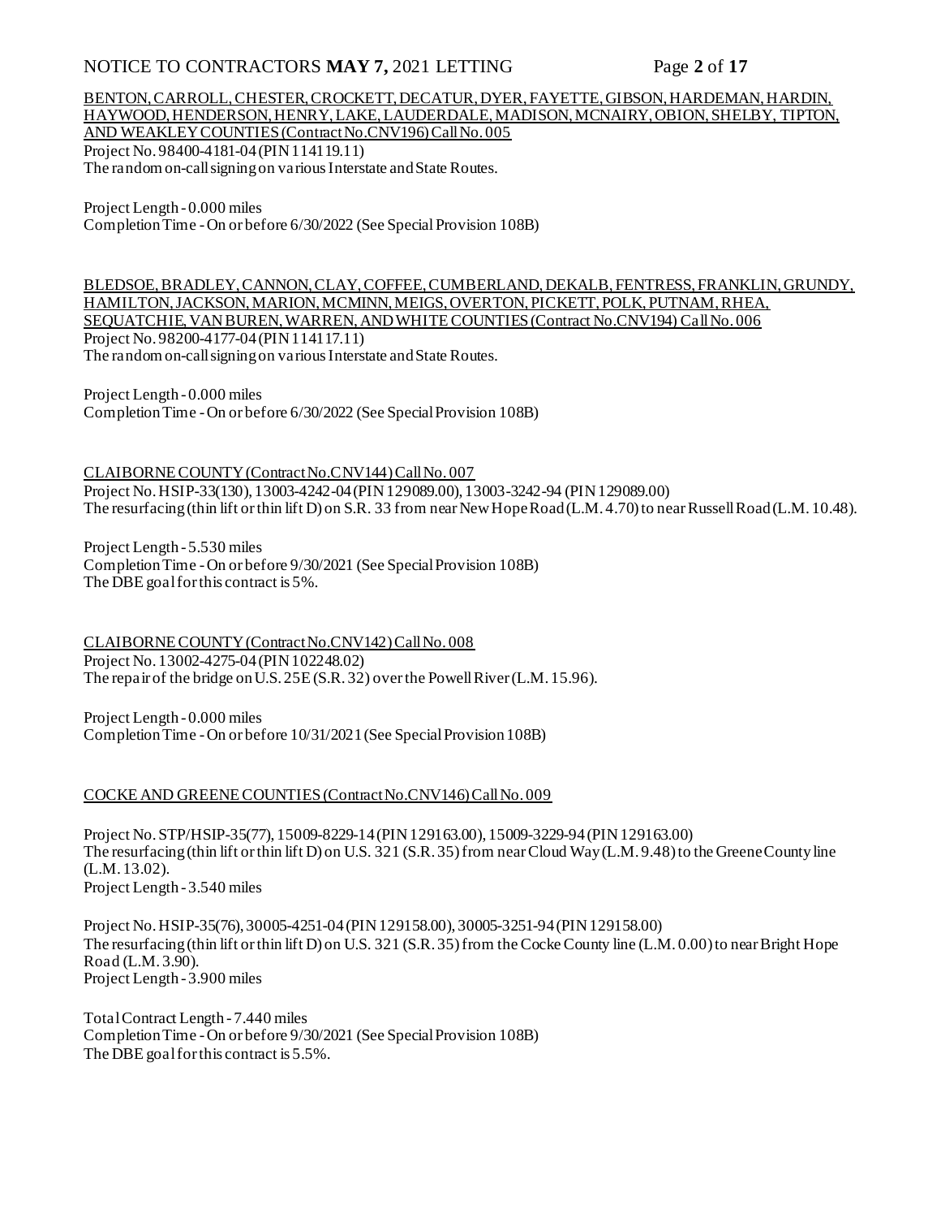BENTON, CARROLL, CHESTER, CROCKETT, DECATUR, DYER, FAYETTE, GIBSON, HARDEMAN, HARDIN, HAYWOOD, HENDERSON, HENRY, LAKE, LAUDERDALE, MADISON, MCNAIRY, OBION, SHELBY, TIPTON, AND WEAKLEY COUNTIES (Contract No. CNV196) Call No. 005

Project No. 98400-4181-04 (PIN 114119.11)
The random on-call signing on various Interstate and State Routes.

Project Length - 0.000 miles
Completion Time - On or before 6/30/2022 (See Special Provision 108B)

BLEDSOE, BRADLEY, CANNON, CLAY, COFFEE, CUMBERLAND, DEKALB, FENTRESS, FRANKLIN, GRUNDY, HAMILTON, JACKSON, MARION, MCMINN, MEIGS, OVERTON, PICKETT, POLK, PUTNAM, RHEA, SEQUATCHIE, VAN BUREN, WARREN, AND WHITE COUNTIES (Contract No. CNV194) Call No. 006

Project No. 98200-4177-04 (PIN 114117.11)
The random on-call signing on various Interstate and State Routes.

Project Length - 0.000 miles
Completion Time - On or before 6/30/2022 (See Special Provision 108B)

CLAIBORNE COUNTY (Contract No. CNV144) Call No. 007

Project No. HSIP-33(130), 13003-4242-04 (PIN 129089.00), 13003-3242-94 (PIN 129089.00)
The resurfacing (thin lift or thin lift D) on S.R. 33 from near New Hope Road (L.M. 4.70) to near Russell Road (L.M. 10.48).

Project Length - 5.530 miles
Completion Time - On or before 9/30/2021 (See Special Provision 108B)
The DBE goal for this contract is 5%.

CLAIBORNE COUNTY (Contract No. CNV142) Call No. 008

Project No. 13002-4275-04 (PIN 102248.02)
The repair of the bridge on U.S. 25E (S.R. 32) over the Powell River (L.M. 15.96).

Project Length - 0.000 miles
Completion Time - On or before 10/31/2021 (See Special Provision 108B)

COCKE AND GREENE COUNTIES (Contract No. CNV146) Call No. 009

Project No. STP/HSIP-35(77), 15009-8229-14 (PIN 129163.00), 15009-3229-94 (PIN 129163.00)
The resurfacing (thin lift or thin lift D) on U.S. 321 (S.R. 35) from near Cloud Way (L.M. 9.48) to the Greene County line (L.M. 13.02).
Project Length - 3.540 miles

Project No. HSIP-35(76), 30005-4251-04 (PIN 129158.00), 30005-3251-94 (PIN 129158.00)
The resurfacing (thin lift or thin lift D) on U.S. 321 (S.R. 35) from the Cocke County line (L.M. 0.00) to near Bright Hope Road (L.M. 3.90).
Project Length - 3.900 miles

Total Contract Length - 7.440 miles
Completion Time - On or before 9/30/2021 (See Special Provision 108B)
The DBE goal for this contract is 5.5%.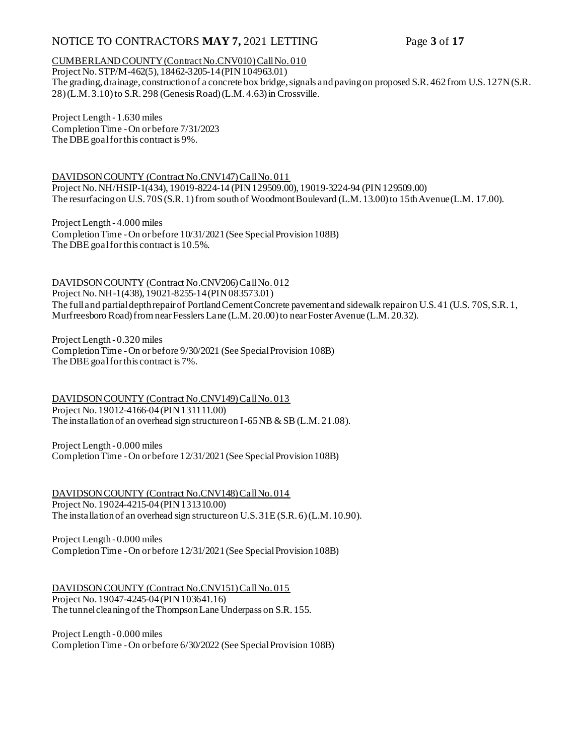CUMBERLAND COUNTY (Contract No.CNV010) Call No. 010

Project No. STP/M-462(5), 18462-3205-14 (PIN 104963.01)
The grading, drainage, construction of a concrete box bridge, signals and paving on proposed S.R. 462 from U.S. 127N (S.R. 28) (L.M. 3.10) to S.R. 298 (Genesis Road) (L.M. 4.63) in Crossville.

Project Length - 1.630 miles
Completion Time - On or before 7/31/2023
The DBE goal for this contract is 9%.

DAVIDSON COUNTY (Contract No.CNV147) Call No. 011

Project No. NH/HSIP-1(434), 19019-8224-14 (PIN 129509.00), 19019-3224-94 (PIN 129509.00)
The resurfacing on U.S. 70S (S.R. 1) from south of Woodmont Boulevard (L.M. 13.00) to 15th Avenue (L.M. 17.00).

Project Length - 4.000 miles
Completion Time - On or before 10/31/2021 (See Special Provision 108B)
The DBE goal for this contract is 10.5%.

DAVIDSON COUNTY (Contract No.CNV206) Call No. 012

Project No. NH-1(438), 19021-8255-14 (PIN 083573.01)
The full and partial depth repair of Portland Cement Concrete pavement and sidewalk repair on U.S. 41 (U.S. 70S, S.R. 1, Murfreesboro Road) from near Fesslers Lane (L.M. 20.00) to near Foster Avenue (L.M. 20.32).

Project Length - 0.320 miles
Completion Time - On or before 9/30/2021 (See Special Provision 108B)
The DBE goal for this contract is 7%.

DAVIDSON COUNTY (Contract No.CNV149) Call No. 013

Project No. 19012-4166-04 (PIN 131111.00)
The installation of an overhead sign structure on I-65 NB & SB (L.M. 21.08).

Project Length - 0.000 miles
Completion Time - On or before 12/31/2021 (See Special Provision 108B)

DAVIDSON COUNTY (Contract No.CNV148) Call No. 014

Project No. 19024-4215-04 (PIN 131310.00)
The installation of an overhead sign structure on U.S. 31E (S.R. 6) (L.M. 10.90).

Project Length - 0.000 miles
Completion Time - On or before 12/31/2021 (See Special Provision 108B)

DAVIDSON COUNTY (Contract No.CNV151) Call No. 015

Project No. 19047-4245-04 (PIN 103641.16)
The tunnel cleaning of the Thompson Lane Underpass on S.R. 155.

Project Length - 0.000 miles
Completion Time - On or before 6/30/2022 (See Special Provision 108B)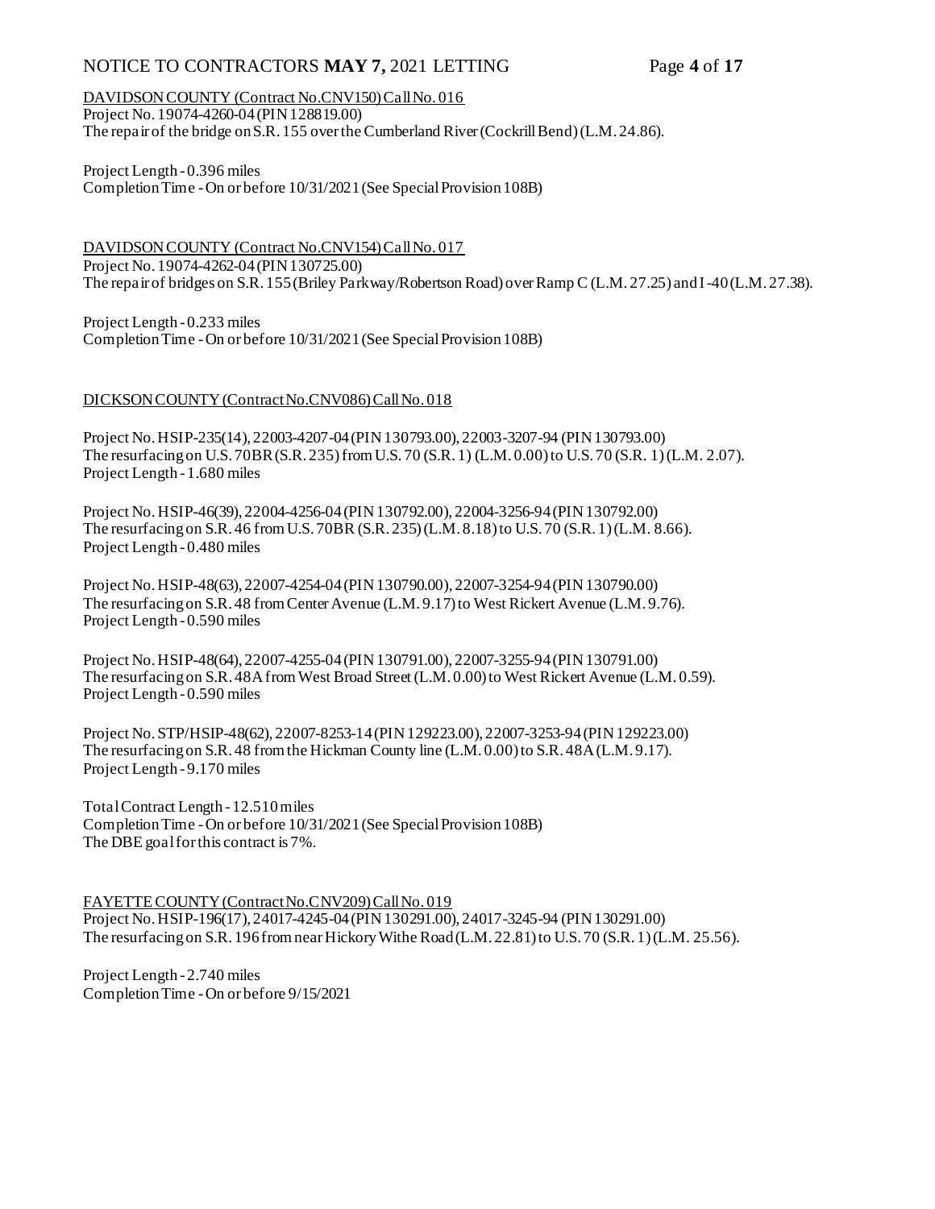<u>DAVIDSON COUNTY (Contract No.CNV150) Call No. 016</u>
Project No. 19074-4260-04 (PIN 128819.00)
The repair of the bridge on S.R. 155 over the Cumberland River (Cockrill Bend) (L.M. 24.86).

Project Length - 0.396 miles
Completion Time - On or before 10/31/2021 (See Special Provision 108B)

<u>DAVIDSON COUNTY (Contract No.CNV154) Call No. 017</u>
Project No. 19074-4262-04 (PIN 130725.00)
The repair of bridges on S.R. 155 (Briley Parkway/Robertson Road) over Ramp C (L.M. 27.25) and I-40 (L.M. 27.38).

Project Length - 0.233 miles
Completion Time - On or before 10/31/2021 (See Special Provision 108B)

<u>DICKSON COUNTY (Contract No.CNV086) Call No. 018</u>

Project No. HSIP-235(14), 22003-4207-04 (PIN 130793.00), 22003-3207-94 (PIN 130793.00)
The resurfacing on U.S. 70BR (S.R. 235) from U.S. 70 (S.R. 1) (L.M. 0.00) to U.S. 70 (S.R. 1) (L.M. 2.07).
Project Length - 1.680 miles

Project No. HSIP-46(39), 22004-4256-04 (PIN 130792.00), 22004-3256-94 (PIN 130792.00)
The resurfacing on S.R. 46 from U.S. 70BR (S.R. 235) (L.M. 8.18) to U.S. 70 (S.R. 1) (L.M. 8.66).
Project Length - 0.480 miles

Project No. HSIP-48(63), 22007-4254-04 (PIN 130790.00), 22007-3254-94 (PIN 130790.00)
The resurfacing on S.R. 48 from Center Avenue (L.M. 9.17) to West Rickert Avenue (L.M. 9.76).
Project Length - 0.590 miles

Project No. HSIP-48(64), 22007-4255-04 (PIN 130791.00), 22007-3255-94 (PIN 130791.00)
The resurfacing on S.R. 48A from West Broad Street (L.M. 0.00) to West Rickert Avenue (L.M. 0.59).
Project Length - 0.590 miles

Project No. STP/HSIP-48(62), 22007-8253-14 (PIN 129223.00), 22007-3253-94 (PIN 129223.00)
The resurfacing on S.R. 48 from the Hickman County line (L.M. 0.00) to S.R. 48A (L.M. 9.17).
Project Length - 9.170 miles

Total Contract Length - 12.510 miles
Completion Time - On or before 10/31/2021 (See Special Provision 108B)
The DBE goal for this contract is 7%.

<u>FAYETTE COUNTY (Contract No.CNV209) Call No. 019</u>
Project No. HSIP-196(17), 24017-4245-04 (PIN 130291.00), 24017-3245-94 (PIN 130291.00)
The resurfacing on S.R. 196 from near Hickory Withe Road (L.M. 22.81) to U.S. 70 (S.R. 1) (L.M. 25.56).

Project Length - 2.740 miles
Completion Time - On or before 9/15/2021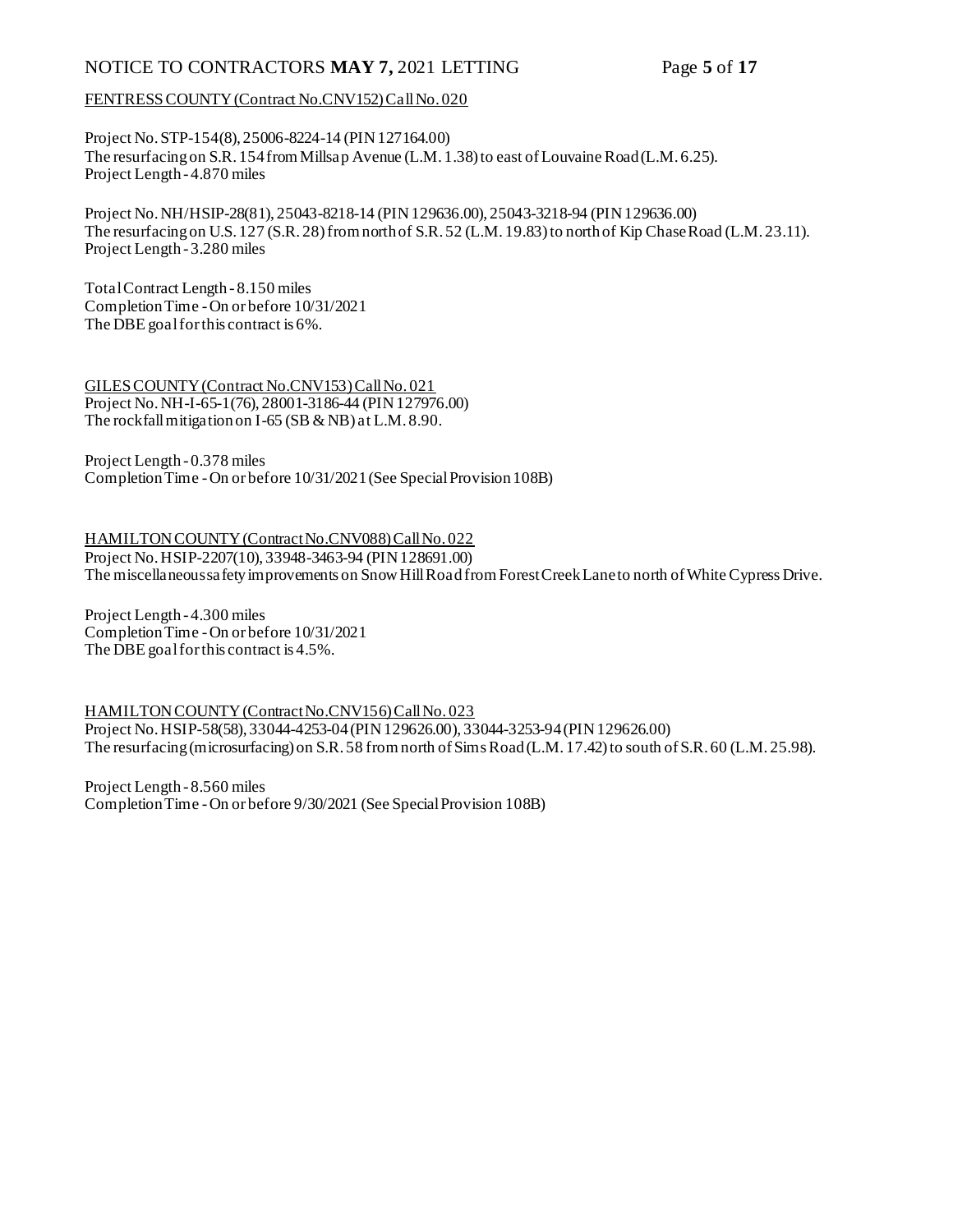FENTRESS COUNTY (Contract No.CNV152) Call No. 020

Project No. STP-154(8), 25006-8224-14 (PIN 127164.00)
The resurfacing on S.R. 154 from Millsap Avenue (L.M. 1.38) to east of Louvaine Road (L.M. 6.25).
Project Length - 4.870 miles

Project No. NH/HSIP-28(81), 25043-8218-14 (PIN 129636.00), 25043-3218-94 (PIN 129636.00)
The resurfacing on U.S. 127 (S.R. 28) from north of S.R. 52 (L.M. 19.83) to north of Kip Chase Road (L.M. 23.11).
Project Length - 3.280 miles

Total Contract Length - 8.150 miles
Completion Time - On or before 10/31/2021
The DBE goal for this contract is 6%.

GILES COUNTY (Contract No.CNV153) Call No. 021
Project No. NH-I-65-1(76), 28001-3186-44 (PIN 127976.00)
The rockfall mitigation on I-65 (SB & NB) at L.M. 8.90.

Project Length - 0.378 miles
Completion Time - On or before 10/31/2021 (See Special Provision 108B)

HAMILTON COUNTY (Contract No.CNV088) Call No. 022
Project No. HSIP-2207(10), 33948-3463-94 (PIN 128691.00)
The miscellaneous safety improvements on Snow Hill Road from Forest Creek Lane to north of White Cypress Drive.

Project Length - 4.300 miles
Completion Time - On or before 10/31/2021
The DBE goal for this contract is 4.5%.

HAMILTON COUNTY (Contract No.CNV156) Call No. 023
Project No. HSIP-58(58), 33044-4253-04 (PIN 129626.00), 33044-3253-94 (PIN 129626.00)
The resurfacing (microsurfacing) on S.R. 58 from north of Sims Road (L.M. 17.42) to south of S.R. 60 (L.M. 25.98).

Project Length - 8.560 miles
Completion Time - On or before 9/30/2021 (See Special Provision 108B)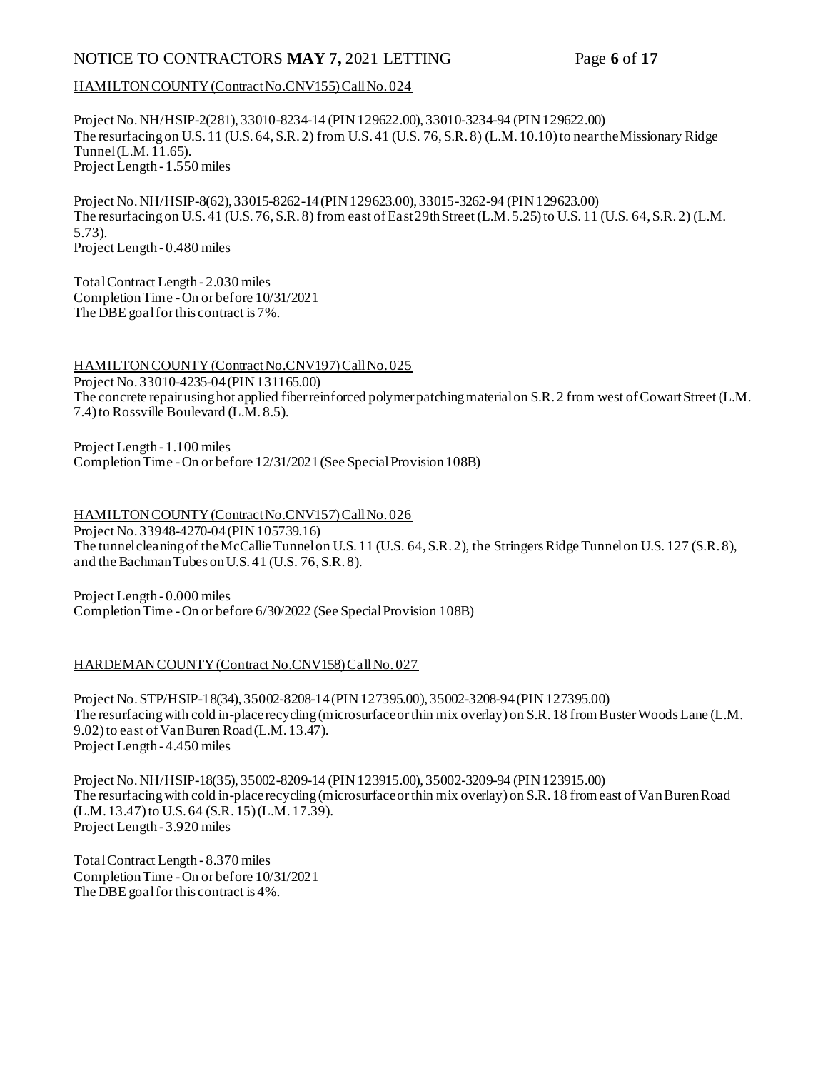HAMILTON COUNTY (Contract No. CNV155) Call No. 024

Project No. NH/HSIP-2(281), 33010-8234-14 (PIN 129622.00), 33010-3234-94 (PIN 129622.00)
The resurfacing on U.S. 11 (U.S. 64, S.R. 2) from U.S. 41 (U.S. 76, S.R. 8) (L.M. 10.10) to near the Missionary Ridge Tunnel (L.M. 11.65).
Project Length - 1.550 miles

Project No. NH/HSIP-8(62), 33015-8262-14 (PIN 129623.00), 33015-3262-94 (PIN 129623.00)
The resurfacing on U.S. 41 (U.S. 76, S.R. 8) from east of East 29th Street (L.M. 5.25) to U.S. 11 (U.S. 64, S.R. 2) (L.M. 5.73).
Project Length - 0.480 miles

Total Contract Length - 2.030 miles
Completion Time - On or before 10/31/2021
The DBE goal for this contract is 7%.

HAMILTON COUNTY (Contract No. CNV197) Call No. 025
Project No. 33010-4235-04 (PIN 131165.00)
The concrete repair using hot applied fiber reinforced polymer patching material on S.R. 2 from west of Cowart Street (L.M. 7.4) to Rossville Boulevard (L.M. 8.5).

Project Length - 1.100 miles
Completion Time - On or before 12/31/2021 (See Special Provision 108B)

HAMILTON COUNTY (Contract No. CNV157) Call No. 026
Project No. 33948-4270-04 (PIN 105739.16)
The tunnel cleaning of the McCallie Tunnel on U.S. 11 (U.S. 64, S.R. 2), the Stringers Ridge Tunnel on U.S. 127 (S.R. 8), and the Bachman Tubes on U.S. 41 (U.S. 76, S.R. 8).

Project Length - 0.000 miles
Completion Time - On or before 6/30/2022 (See Special Provision 108B)

HARDEMAN COUNTY (Contract No. CNV158) Call No. 027

Project No. STP/HSIP-18(34), 35002-8208-14 (PIN 127395.00), 35002-3208-94 (PIN 127395.00)
The resurfacing with cold in-place recycling (microsurface or thin mix overlay) on S.R. 18 from Buster Woods Lane (L.M. 9.02) to east of Van Buren Road (L.M. 13.47).
Project Length - 4.450 miles

Project No. NH/HSIP-18(35), 35002-8209-14 (PIN 123915.00), 35002-3209-94 (PIN 123915.00)
The resurfacing with cold in-place recycling (microsurface or thin mix overlay) on S.R. 18 from east of Van Buren Road (L.M. 13.47) to U.S. 64 (S.R. 15) (L.M. 17.39).
Project Length - 3.920 miles

Total Contract Length - 8.370 miles
Completion Time - On or before 10/31/2021
The DBE goal for this contract is 4%.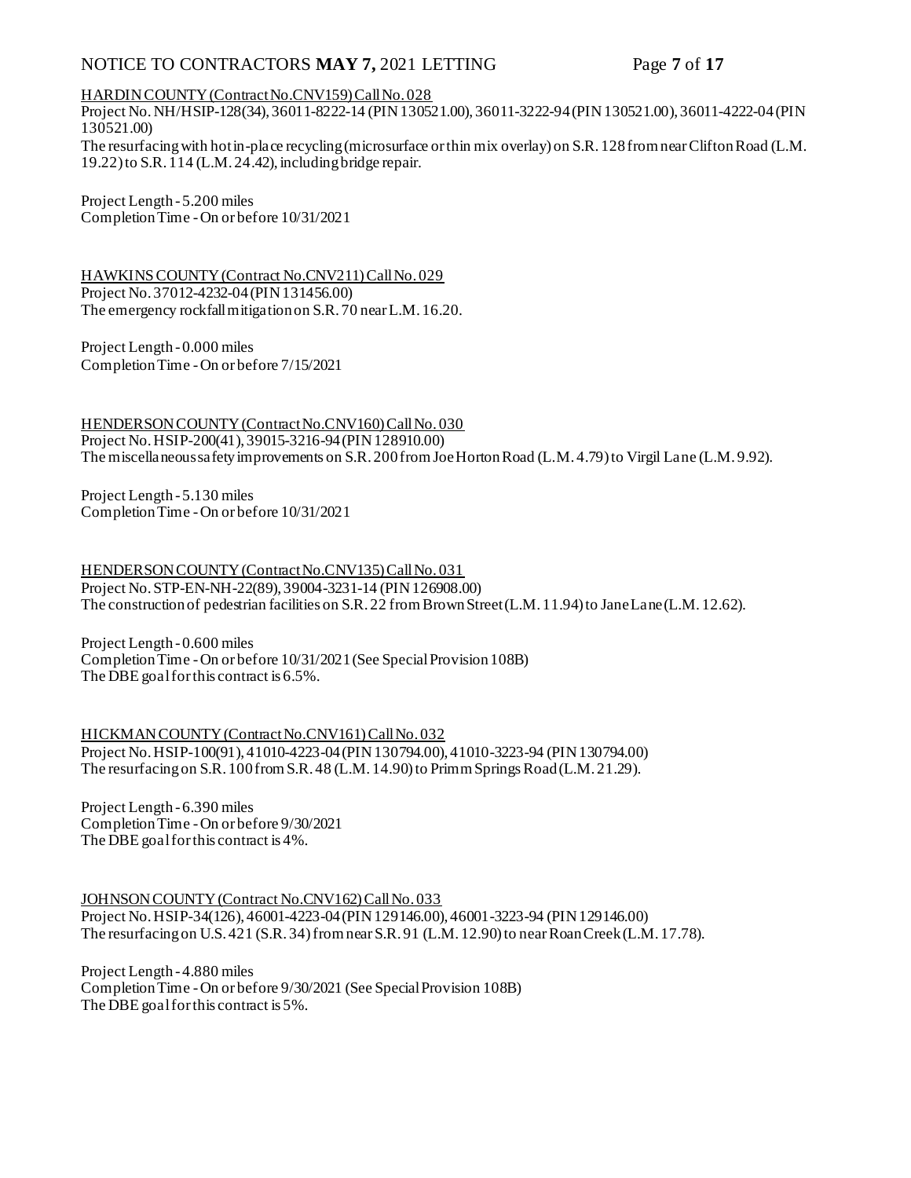HARDIN COUNTY (Contract No.CNV159) Call No. 028

Project No. NH/HSIP-128(34), 36011-8222-14 (PIN 130521.00), 36011-3222-94 (PIN 130521.00), 36011-4222-04 (PIN 130521.00)

The resurfacing with hot in-place recycling (microsurface or thin mix overlay) on S.R. 128 from near Clifton Road (L.M. 19.22) to S.R. 114 (L.M. 24.42), including bridge repair.

Project Length - 5.200 miles
Completion Time - On or before 10/31/2021

HAWKINS COUNTY (Contract No.CNV211) Call No. 029

Project No. 37012-4232-04 (PIN 131456.00)

The emergency rockfall mitigation on S.R. 70 near L.M. 16.20.

Project Length - 0.000 miles
Completion Time - On or before 7/15/2021

HENDERSON COUNTY (Contract No.CNV160) Call No. 030

Project No. HSIP-200(41), 39015-3216-94 (PIN 128910.00)

The miscellaneous safety improvements on S.R. 200 from Joe Horton Road (L.M. 4.79) to Virgil Lane (L.M. 9.92).

Project Length - 5.130 miles
Completion Time - On or before 10/31/2021

HENDERSON COUNTY (Contract No.CNV135) Call No. 031

Project No. STP-EN-NH-22(89), 39004-3231-14 (PIN 126908.00)

The construction of pedestrian facilities on S.R. 22 from Brown Street (L.M. 11.94) to Jane Lane (L.M. 12.62).

Project Length - 0.600 miles
Completion Time - On or before 10/31/2021 (See Special Provision 108B)
The DBE goal for this contract is 6.5%.

HICKMAN COUNTY (Contract No.CNV161) Call No. 032

Project No. HSIP-100(91), 41010-4223-04 (PIN 130794.00), 41010-3223-94 (PIN 130794.00)

The resurfacing on S.R. 100 from S.R. 48 (L.M. 14.90) to Primm Springs Road (L.M. 21.29).

Project Length - 6.390 miles
Completion Time - On or before 9/30/2021
The DBE goal for this contract is 4%.

JOHNSON COUNTY (Contract No.CNV162) Call No. 033

Project No. HSIP-34(126), 46001-4223-04 (PIN 129146.00), 46001-3223-94 (PIN 129146.00)

The resurfacing on U.S. 421 (S.R. 34) from near S.R. 91 (L.M. 12.90) to near Roan Creek (L.M. 17.78).

Project Length - 4.880 miles
Completion Time - On or before 9/30/2021 (See Special Provision 108B)
The DBE goal for this contract is 5%.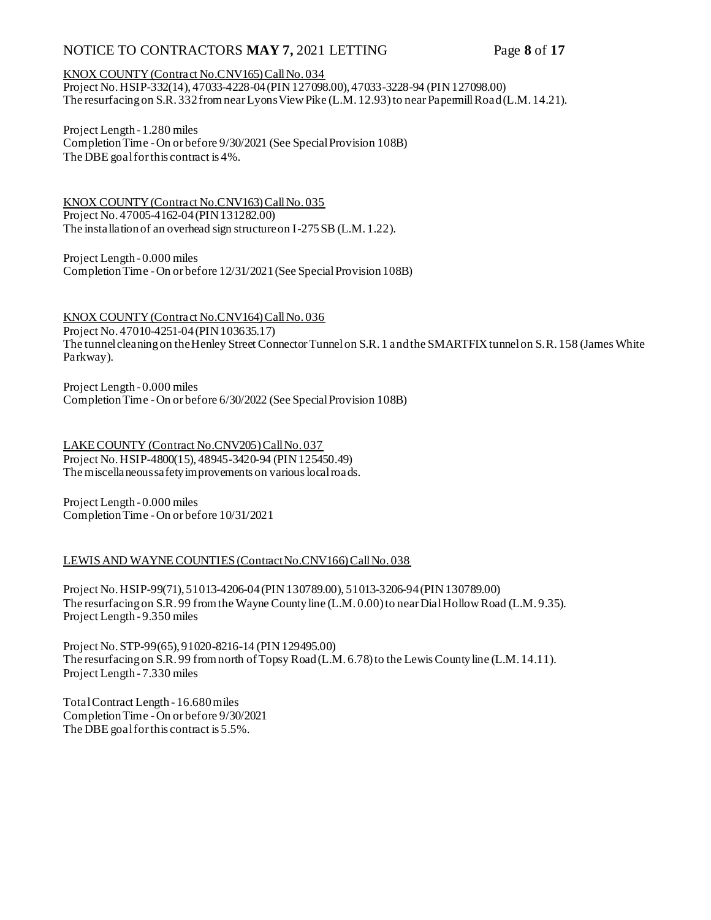KNOX COUNTY (Contract No.CNV165) Call No. 034

Project No. HSIP-332(14), 47033-4228-04 (PIN 127098.00), 47033-3228-94 (PIN 127098.00)
The resurfacing on S.R. 332 from near Lyons View Pike (L.M. 12.93) to near Papermill Road (L.M. 14.21).

Project Length - 1.280 miles
Completion Time - On or before 9/30/2021 (See Special Provision 108B)
The DBE goal for this contract is 4%.

KNOX COUNTY (Contract No.CNV163) Call No. 035

Project No. 47005-4162-04 (PIN 131282.00)
The installation of an overhead sign structure on I-275 SB (L.M. 1.22).

Project Length - 0.000 miles
Completion Time - On or before 12/31/2021 (See Special Provision 108B)

KNOX COUNTY (Contract No.CNV164) Call No. 036

Project No. 47010-4251-04 (PIN 103635.17)
The tunnel cleaning on the Henley Street Connector Tunnel on S.R. 1 and the SMARTFIX tunnel on S.R. 158 (James White Parkway).

Project Length - 0.000 miles
Completion Time - On or before 6/30/2022 (See Special Provision 108B)

LAKE COUNTY (Contract No.CNV205) Call No. 037

Project No. HSIP-4800(15), 48945-3420-94 (PIN 125450.49)
The miscellaneous safety improvements on various local roads.

Project Length - 0.000 miles
Completion Time - On or before 10/31/2021

LEWIS AND WAYNE COUNTIES (Contract No.CNV166) Call No. 038

Project No. HSIP-99(71), 51013-4206-04 (PIN 130789.00), 51013-3206-94 (PIN 130789.00)
The resurfacing on S.R. 99 from the Wayne County line (L.M. 0.00) to near Dial Hollow Road (L.M. 9.35).
Project Length - 9.350 miles

Project No. STP-99(65), 91020-8216-14 (PIN 129495.00)
The resurfacing on S.R. 99 from north of Topsy Road (L.M. 6.78) to the Lewis County line (L.M. 14.11).
Project Length - 7.330 miles

Total Contract Length - 16.680 miles
Completion Time - On or before 9/30/2021
The DBE goal for this contract is 5.5%.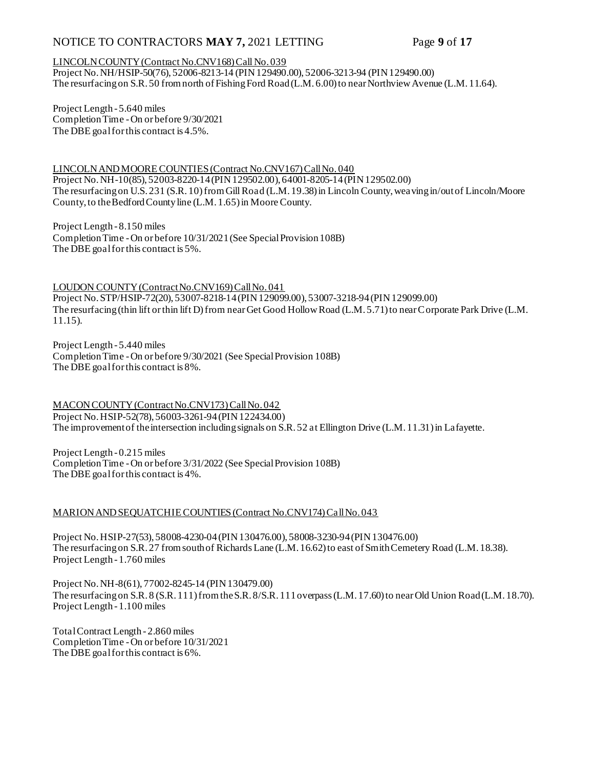LINCOLN COUNTY (Contract No.CNV168) Call No. 039

Project No. NH/HSIP-50(76), 52006-8213-14 (PIN 129490.00), 52006-3213-94 (PIN 129490.00)
The resurfacing on S.R. 50 from north of Fishing Ford Road (L.M. 6.00) to near Northview Avenue (L.M. 11.64).

Project Length - 5.640 miles
Completion Time - On or before 9/30/2021
The DBE goal for this contract is 4.5%.

LINCOLN AND MOORE COUNTIES (Contract No.CNV167) Call No. 040

Project No. NH-10(85), 52003-8220-14 (PIN 129502.00), 64001-8205-14 (PIN 129502.00)
The resurfacing on U.S. 231 (S.R. 10) from Gill Road (L.M. 19.38) in Lincoln County, weaving in/out of Lincoln/Moore County, to the Bedford County line (L.M. 1.65) in Moore County.

Project Length - 8.150 miles
Completion Time - On or before 10/31/2021 (See Special Provision 108B)
The DBE goal for this contract is 5%.

LOUDON COUNTY (Contract No.CNV169) Call No. 041

Project No. STP/HSIP-72(20), 53007-8218-14 (PIN 129099.00), 53007-3218-94 (PIN 129099.00)
The resurfacing (thin lift or thin lift D) from near Get Good Hollow Road (L.M. 5.71) to near Corporate Park Drive (L.M. 11.15).

Project Length - 5.440 miles
Completion Time - On or before 9/30/2021 (See Special Provision 108B)
The DBE goal for this contract is 8%.

MACON COUNTY (Contract No.CNV173) Call No. 042

Project No. HSIP-52(78), 56003-3261-94 (PIN 122434.00)
The improvement of the intersection including signals on S.R. 52 at Ellington Drive (L.M. 11.31) in Lafayette.

Project Length - 0.215 miles
Completion Time - On or before 3/31/2022 (See Special Provision 108B)
The DBE goal for this contract is 4%.

MARION AND SEQUATCHIE COUNTIES (Contract No.CNV174) Call No. 043

Project No. HSIP-27(53), 58008-4230-04 (PIN 130476.00), 58008-3230-94 (PIN 130476.00)
The resurfacing on S.R. 27 from south of Richards Lane (L.M. 16.62) to east of Smith Cemetery Road (L.M. 18.38).
Project Length - 1.760 miles

Project No. NH-8(61), 77002-8245-14 (PIN 130479.00)
The resurfacing on S.R. 8 (S.R. 111) from the S.R. 8/S.R. 111 overpass (L.M. 17.60) to near Old Union Road (L.M. 18.70).
Project Length - 1.100 miles

Total Contract Length - 2.860 miles
Completion Time - On or before 10/31/2021
The DBE goal for this contract is 6%.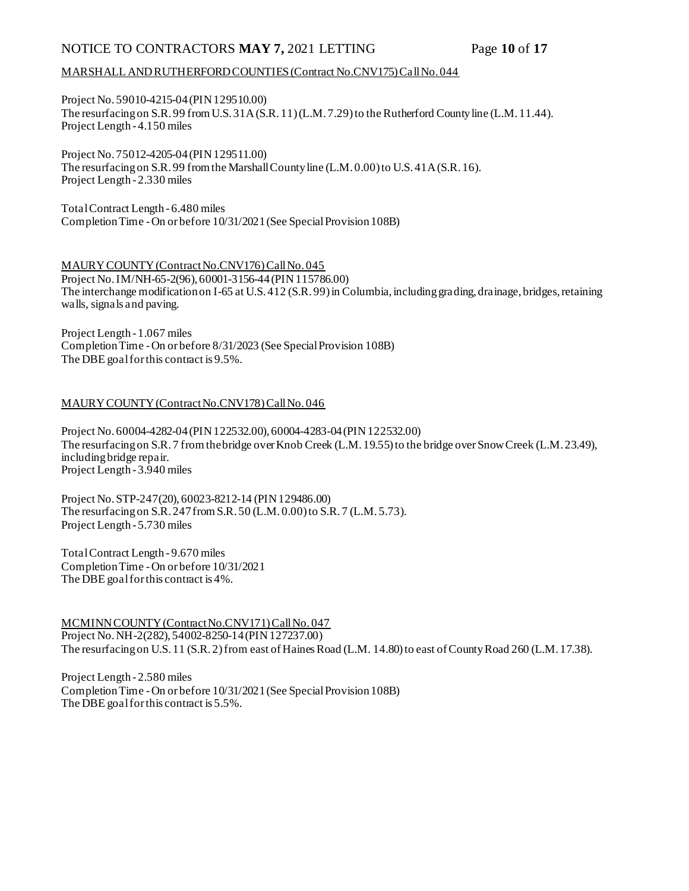MARSHALL AND RUTHERFORD COUNTIES (Contract No.CNV175) Call No. 044

Project No. 59010-4215-04 (PIN 129510.00)
The resurfacing on S.R. 99 from U.S. 31A (S.R. 11) (L.M. 7.29) to the Rutherford County line (L.M. 11.44).
Project Length - 4.150 miles

Project No. 75012-4205-04 (PIN 129511.00)
The resurfacing on S.R. 99 from the Marshall County line (L.M. 0.00) to U.S. 41A (S.R. 16).
Project Length - 2.330 miles

Total Contract Length - 6.480 miles
Completion Time - On or before 10/31/2021 (See Special Provision 108B)

MAURY COUNTY (Contract No.CNV176) Call No. 045
Project No. IM/NH-65-2(96), 60001-3156-44 (PIN 115786.00)
The interchange modification on I-65 at U.S. 412 (S.R. 99) in Columbia, including grading, drainage, bridges, retaining walls, signals and paving.

Project Length - 1.067 miles
Completion Time - On or before 8/31/2023 (See Special Provision 108B)
The DBE goal for this contract is 9.5%.

MAURY COUNTY (Contract No.CNV178) Call No. 046

Project No. 60004-4282-04 (PIN 122532.00), 60004-4283-04 (PIN 122532.00)
The resurfacing on S.R. 7 from the bridge over Knob Creek (L.M. 19.55) to the bridge over Snow Creek (L.M. 23.49), including bridge repair.
Project Length - 3.940 miles

Project No. STP-247(20), 60023-8212-14 (PIN 129486.00)
The resurfacing on S.R. 247 from S.R. 50 (L.M. 0.00) to S.R. 7 (L.M. 5.73).
Project Length - 5.730 miles

Total Contract Length - 9.670 miles
Completion Time - On or before 10/31/2021
The DBE goal for this contract is 4%.

MCMINN COUNTY (Contract No.CNV171) Call No. 047
Project No. NH-2(282), 54002-8250-14 (PIN 127237.00)
The resurfacing on U.S. 11 (S.R. 2) from east of Haines Road (L.M. 14.80) to east of County Road 260 (L.M. 17.38).

Project Length - 2.580 miles
Completion Time - On or before 10/31/2021 (See Special Provision 108B)
The DBE goal for this contract is 5.5%.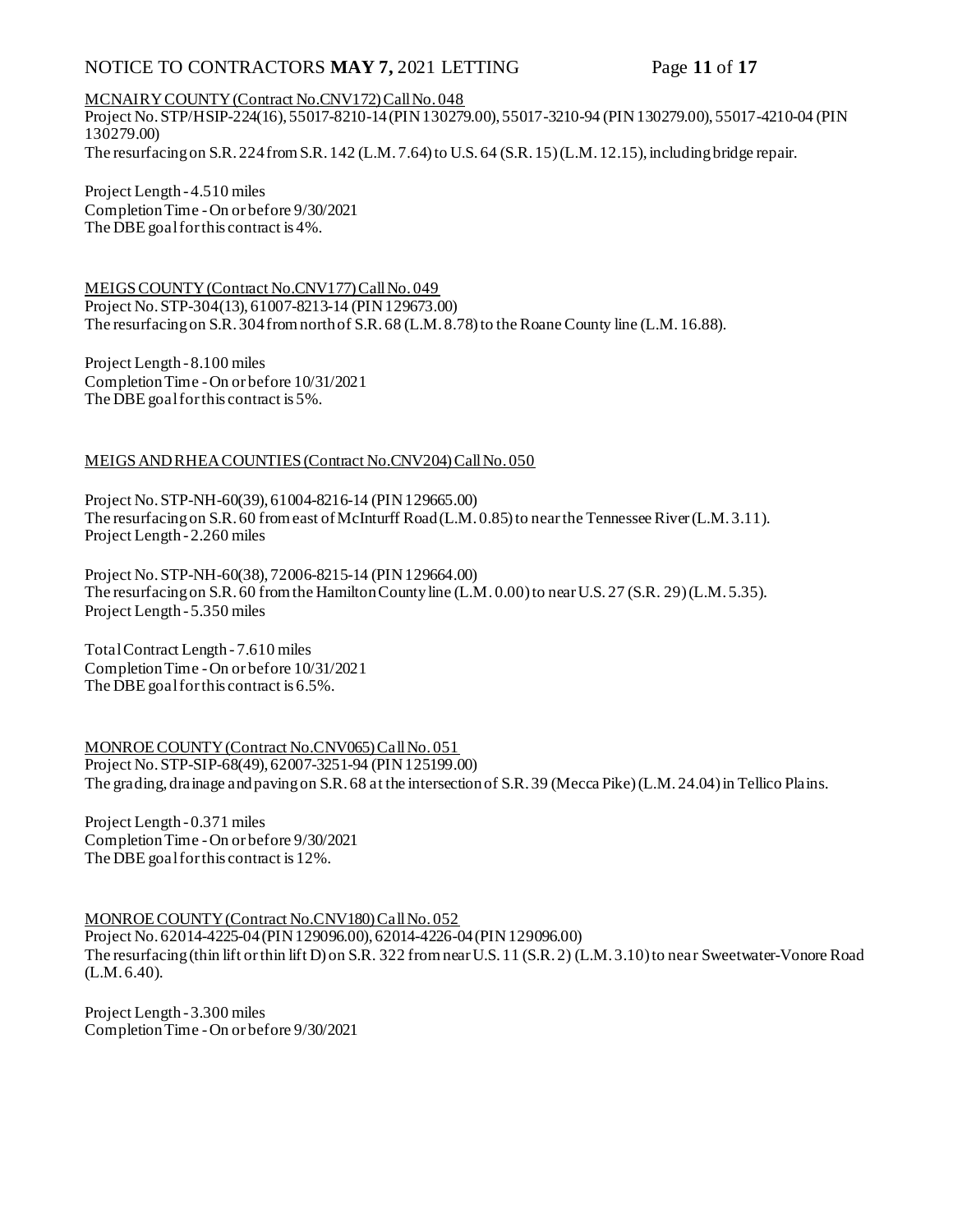MCNAIRY COUNTY (Contract No.CNV172) Call No. 048

Project No. STP/HSIP-224(16), 55017-8210-14 (PIN 130279.00), 55017-3210-94 (PIN 130279.00), 55017-4210-04 (PIN 130279.00)
The resurfacing on S.R. 224 from S.R. 142 (L.M. 7.64) to U.S. 64 (S.R. 15) (L.M. 12.15), including bridge repair.

Project Length - 4.510 miles
Completion Time - On or before 9/30/2021
The DBE goal for this contract is 4%.

MEIGS COUNTY (Contract No.CNV177) Call No. 049

Project No. STP-304(13), 61007-8213-14 (PIN 129673.00)
The resurfacing on S.R. 304 from north of S.R. 68 (L.M. 8.78) to the Roane County line (L.M. 16.88).

Project Length - 8.100 miles
Completion Time - On or before 10/31/2021
The DBE goal for this contract is 5%.

MEIGS AND RHEA COUNTIES (Contract No.CNV204) Call No. 050

Project No. STP-NH-60(39), 61004-8216-14 (PIN 129665.00)
The resurfacing on S.R. 60 from east of McInturff Road (L.M. 0.85) to near the Tennessee River (L.M. 3.11).
Project Length - 2.260 miles

Project No. STP-NH-60(38), 72006-8215-14 (PIN 129664.00)
The resurfacing on S.R. 60 from the Hamilton County line (L.M. 0.00) to near U.S. 27 (S.R. 29) (L.M. 5.35).
Project Length - 5.350 miles

Total Contract Length - 7.610 miles
Completion Time - On or before 10/31/2021
The DBE goal for this contract is 6.5%.

MONROE COUNTY (Contract No.CNV065) Call No. 051

Project No. STP-SIP-68(49), 62007-3251-94 (PIN 125199.00)
The grading, drainage and paving on S.R. 68 at the intersection of S.R. 39 (Mecca Pike) (L.M. 24.04) in Tellico Plains.

Project Length - 0.371 miles
Completion Time - On or before 9/30/2021
The DBE goal for this contract is 12%.

MONROE COUNTY (Contract No.CNV180) Call No. 052

Project No. 62014-4225-04 (PIN 129096.00), 62014-4226-04 (PIN 129096.00)
The resurfacing (thin lift or thin lift D) on S.R. 322 from near U.S. 11 (S.R. 2) (L.M. 3.10) to near Sweetwater-Vonore Road (L.M. 6.40).

Project Length - 3.300 miles
Completion Time - On or before 9/30/2021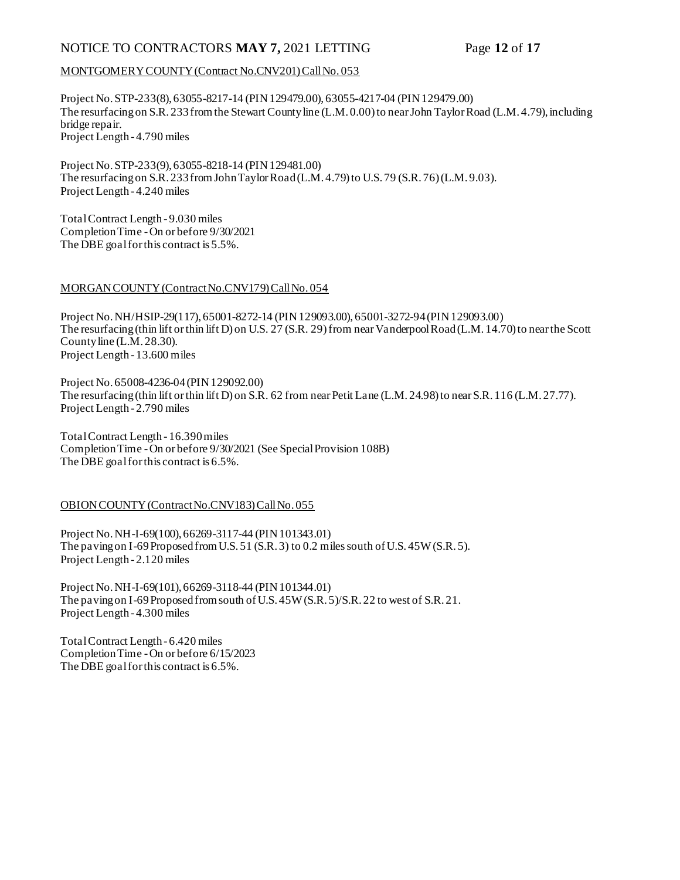MONTGOMERY COUNTY (Contract No.CNV201) Call No. 053

Project No. STP-233(8), 63055-8217-14 (PIN 129479.00), 63055-4217-04 (PIN 129479.00)
The resurfacing on S.R. 233 from the Stewart County line (L.M. 0.00) to near John Taylor Road (L.M. 4.79), including bridge repair.
Project Length - 4.790 miles

Project No. STP-233(9), 63055-8218-14 (PIN 129481.00)
The resurfacing on S.R. 233 from John Taylor Road (L.M. 4.79) to U.S. 79 (S.R. 76) (L.M. 9.03).
Project Length - 4.240 miles

Total Contract Length - 9.030 miles
Completion Time - On or before 9/30/2021
The DBE goal for this contract is 5.5%.

MORGAN COUNTY (Contract No.CNV179) Call No. 054

Project No. NH/HSIP-29(117), 65001-8272-14 (PIN 129093.00), 65001-3272-94 (PIN 129093.00)
The resurfacing (thin lift or thin lift D) on U.S. 27 (S.R. 29) from near Vanderpool Road (L.M. 14.70) to near the Scott County line (L.M. 28.30).
Project Length - 13.600 miles

Project No. 65008-4236-04 (PIN 129092.00)
The resurfacing (thin lift or thin lift D) on S.R. 62 from near Petit Lane (L.M. 24.98) to near S.R. 116 (L.M. 27.77).
Project Length - 2.790 miles

Total Contract Length - 16.390 miles
Completion Time - On or before 9/30/2021 (See Special Provision 108B)
The DBE goal for this contract is 6.5%.

OBION COUNTY (Contract No.CNV183) Call No. 055

Project No. NH-I-69(100), 66269-3117-44 (PIN 101343.01)
The paving on I-69 Proposed from U.S. 51 (S.R. 3) to 0.2 miles south of U.S. 45W (S.R. 5).
Project Length - 2.120 miles

Project No. NH-I-69(101), 66269-3118-44 (PIN 101344.01)
The paving on I-69 Proposed from south of U.S. 45W (S.R. 5)/S.R. 22 to west of S.R. 21.
Project Length - 4.300 miles

Total Contract Length - 6.420 miles
Completion Time - On or before 6/15/2023
The DBE goal for this contract is 6.5%.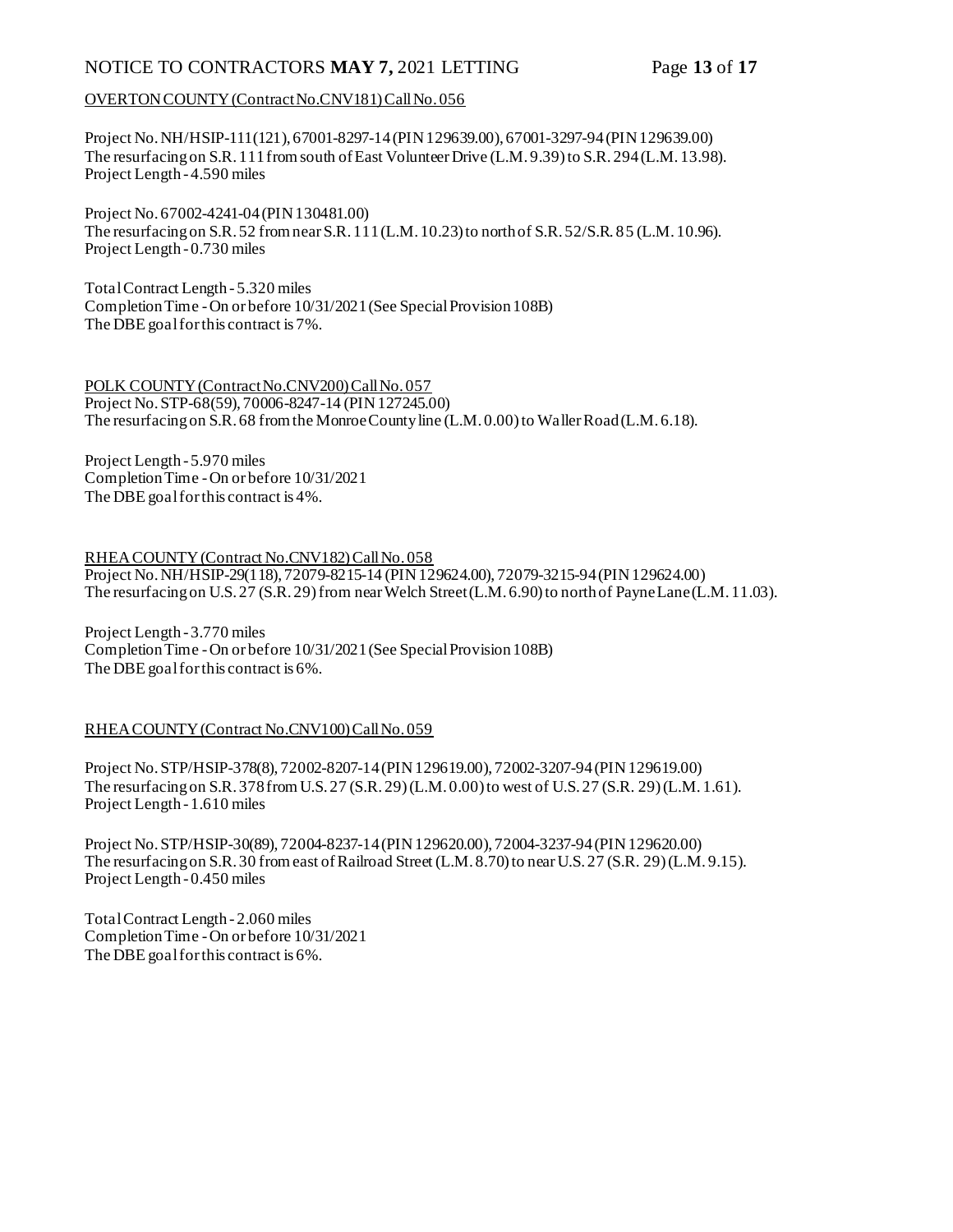<u>OVERTON COUNTY (Contract No.CNV181) Call No. 056</u>

Project No. NH/HSIP-111(121), 67001-8297-14 (PIN 129639.00), 67001-3297-94 (PIN 129639.00)
The resurfacing on S.R. 111 from south of East Volunteer Drive (L.M. 9.39) to S.R. 294 (L.M. 13.98).
Project Length - 4.590 miles

Project No. 67002-4241-04 (PIN 130481.00)
The resurfacing on S.R. 52 from near S.R. 111 (L.M. 10.23) to north of S.R. 52/S.R. 85 (L.M. 10.96).
Project Length - 0.730 miles

Total Contract Length - 5.320 miles
Completion Time - On or before 10/31/2021 (See Special Provision 108B)
The DBE goal for this contract is 7%.

<u>POLK COUNTY (Contract No.CNV200) Call No. 057</u>
Project No. STP-68(59), 70006-8247-14 (PIN 127245.00)
The resurfacing on S.R. 68 from the Monroe County line (L.M. 0.00) to Waller Road (L.M. 6.18).

Project Length - 5.970 miles
Completion Time - On or before 10/31/2021
The DBE goal for this contract is 4%.

<u>RHEA COUNTY (Contract No.CNV182) Call No. 058</u>
Project No. NH/HSIP-29(118), 72079-8215-14 (PIN 129624.00), 72079-3215-94 (PIN 129624.00)
The resurfacing on U.S. 27 (S.R. 29) from near Welch Street (L.M. 6.90) to north of Payne Lane (L.M. 11.03).

Project Length - 3.770 miles
Completion Time - On or before 10/31/2021 (See Special Provision 108B)
The DBE goal for this contract is 6%.

<u>RHEA COUNTY (Contract No.CNV100) Call No. 059</u>

Project No. STP/HSIP-378(8), 72002-8207-14 (PIN 129619.00), 72002-3207-94 (PIN 129619.00)
The resurfacing on S.R. 378 from U.S. 27 (S.R. 29) (L.M. 0.00) to west of U.S. 27 (S.R. 29) (L.M. 1.61).
Project Length - 1.610 miles

Project No. STP/HSIP-30(89), 72004-8237-14 (PIN 129620.00), 72004-3237-94 (PIN 129620.00)
The resurfacing on S.R. 30 from east of Railroad Street (L.M. 8.70) to near U.S. 27 (S.R. 29) (L.M. 9.15).
Project Length - 0.450 miles

Total Contract Length - 2.060 miles
Completion Time - On or before 10/31/2021
The DBE goal for this contract is 6%.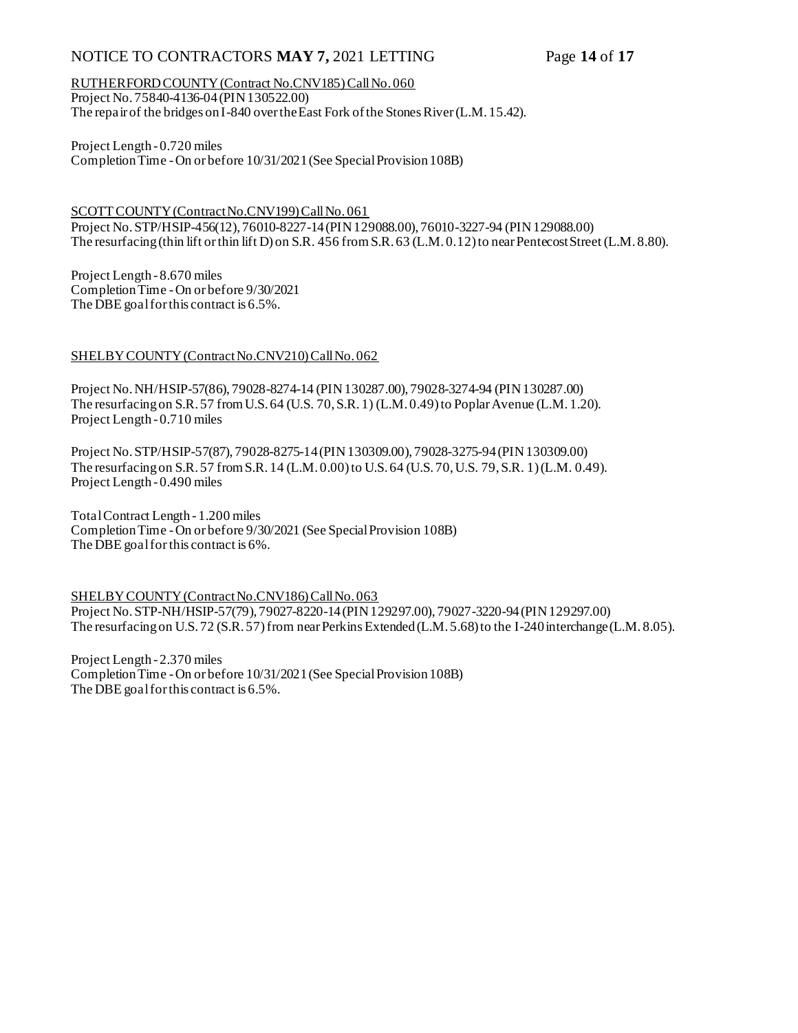RUTHERFORD COUNTY (Contract No.CNV185) Call No. 060
Project No. 75840-4136-04 (PIN 130522.00)
The repair of the bridges on I-840 over the East Fork of the Stones River (L.M. 15.42).

Project Length - 0.720 miles
Completion Time - On or before 10/31/2021 (See Special Provision 108B)

SCOTT COUNTY (Contract No.CNV199) Call No. 061
Project No. STP/HSIP-456(12), 76010-8227-14 (PIN 129088.00), 76010-3227-94 (PIN 129088.00)
The resurfacing (thin lift or thin lift D) on S.R. 456 from S.R. 63 (L.M. 0.12) to near Pentecost Street (L.M. 8.80).

Project Length - 8.670 miles
Completion Time - On or before 9/30/2021
The DBE goal for this contract is 6.5%.

SHELBY COUNTY (Contract No.CNV210) Call No. 062

Project No. NH/HSIP-57(86), 79028-8274-14 (PIN 130287.00), 79028-3274-94 (PIN 130287.00)
The resurfacing on S.R. 57 from U.S. 64 (U.S. 70, S.R. 1) (L.M. 0.49) to Poplar Avenue (L.M. 1.20).
Project Length - 0.710 miles

Project No. STP/HSIP-57(87), 79028-8275-14 (PIN 130309.00), 79028-3275-94 (PIN 130309.00)
The resurfacing on S.R. 57 from S.R. 14 (L.M. 0.00) to U.S. 64 (U.S. 70, U.S. 79, S.R. 1) (L.M. 0.49).
Project Length - 0.490 miles

Total Contract Length - 1.200 miles
Completion Time - On or before 9/30/2021 (See Special Provision 108B)
The DBE goal for this contract is 6%.

SHELBY COUNTY (Contract No.CNV186) Call No. 063
Project No. STP-NH/HSIP-57(79), 79027-8220-14 (PIN 129297.00), 79027-3220-94 (PIN 129297.00)
The resurfacing on U.S. 72 (S.R. 57) from near Perkins Extended (L.M. 5.68) to the I-240 interchange (L.M. 8.05).

Project Length - 2.370 miles
Completion Time - On or before 10/31/2021 (See Special Provision 108B)
The DBE goal for this contract is 6.5%.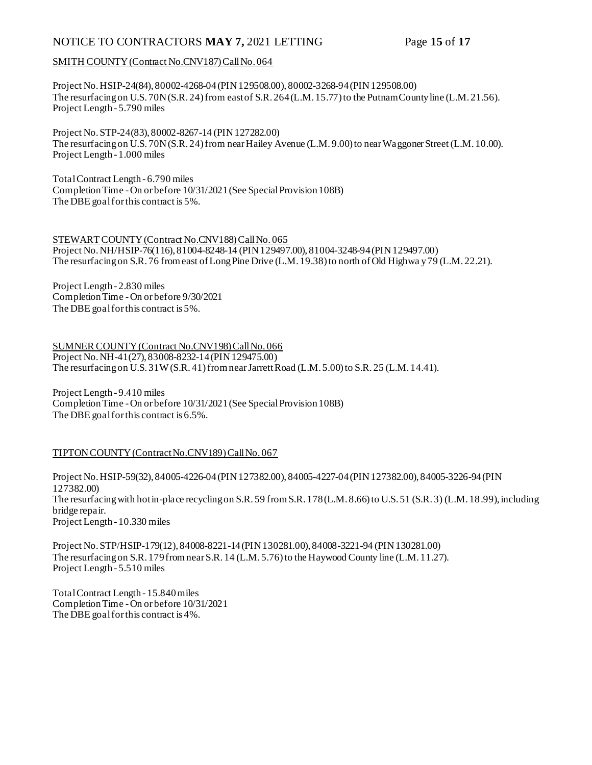SMITH COUNTY (Contract No.CNV187) Call No. 064

Project No. HSIP-24(84), 80002-4268-04 (PIN 129508.00), 80002-3268-94 (PIN 129508.00)
The resurfacing on U.S. 70N (S.R. 24) from east of S.R. 264 (L.M. 15.77) to the Putnam County line (L.M. 21.56).
Project Length - 5.790 miles

Project No. STP-24(83), 80002-8267-14 (PIN 127282.00)
The resurfacing on U.S. 70N (S.R. 24) from near Hailey Avenue (L.M. 9.00) to near Waggoner Street (L.M. 10.00).
Project Length - 1.000 miles

Total Contract Length - 6.790 miles
Completion Time - On or before 10/31/2021 (See Special Provision 108B)
The DBE goal for this contract is 5%.

STEWART COUNTY (Contract No.CNV188) Call No. 065
Project No. NH/HSIP-76(116), 81004-8248-14 (PIN 129497.00), 81004-3248-94 (PIN 129497.00)
The resurfacing on S.R. 76 from east of Long Pine Drive (L.M. 19.38) to north of Old Highway 79 (L.M. 22.21).

Project Length - 2.830 miles
Completion Time - On or before 9/30/2021
The DBE goal for this contract is 5%.

SUMNER COUNTY (Contract No.CNV198) Call No. 066
Project No. NH-41(27), 83008-8232-14 (PIN 129475.00)
The resurfacing on U.S. 31W (S.R. 41) from near Jarrett Road (L.M. 5.00) to S.R. 25 (L.M. 14.41).

Project Length - 9.410 miles
Completion Time - On or before 10/31/2021 (See Special Provision 108B)
The DBE goal for this contract is 6.5%.

TIPTON COUNTY (Contract No.CNV189) Call No. 067

Project No. HSIP-59(32), 84005-4226-04 (PIN 127382.00), 84005-4227-04 (PIN 127382.00), 84005-3226-94 (PIN 127382.00)
The resurfacing with hot in-place recycling on S.R. 59 from S.R. 178 (L.M. 8.66) to U.S. 51 (S.R. 3) (L.M. 18.99), including bridge repair.
Project Length - 10.330 miles

Project No. STP/HSIP-179(12), 84008-8221-14 (PIN 130281.00), 84008-3221-94 (PIN 130281.00)
The resurfacing on S.R. 179 from near S.R. 14 (L.M. 5.76) to the Haywood County line (L.M. 11.27).
Project Length - 5.510 miles

Total Contract Length - 15.840 miles
Completion Time - On or before 10/31/2021
The DBE goal for this contract is 4%.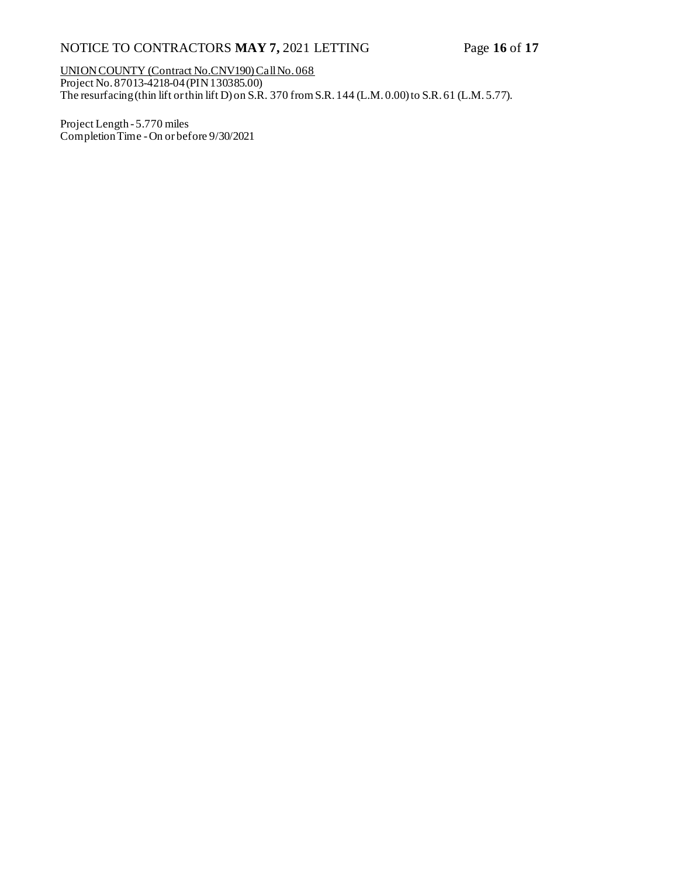UNION COUNTY (Contract No.CNV190) Call No. 068
Project No. 87013-4218-04 (PIN 130385.00)
The resurfacing (thin lift or thin lift D) on S.R. 370 from S.R. 144 (L.M. 0.00) to S.R. 61 (L.M. 5.77).

Project Length - 5.770 miles
Completion Time - On or before 9/30/2021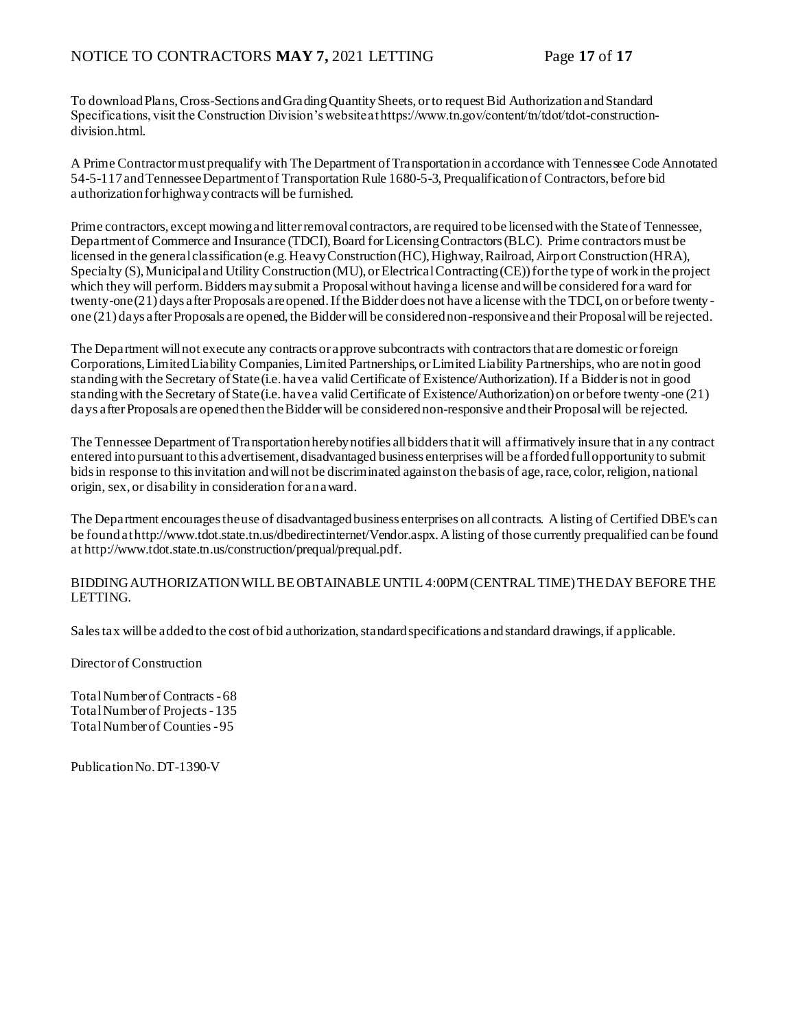To download Plans, Cross-Sections and Grading Quantity Sheets, or to request Bid Authorization and Standard Specifications, visit the Construction Division's website at https://www.tn.gov/content/tn/tdot/tdot-construction-division.html.

A Prime Contractor must prequalify with The Department of Transportation in accordance with Tennessee Code Annotated 54-5-117 and Tennessee Department of Transportation Rule 1680-5-3, Prequalification of Contractors, before bid authorization for highway contracts will be furnished.

Prime contractors, except mowing and litter removal contractors, are required to be licensed with the State of Tennessee, Department of Commerce and Insurance (TDCI), Board for Licensing Contractors (BLC). Prime contractors must be licensed in the general classification (e.g. Heavy Construction (HC), Highway, Railroad, Airport Construction (HRA), Specialty (S), Municipal and Utility Construction (MU), or Electrical Contracting (CE)) for the type of work in the project which they will perform. Bidders may submit a Proposal without having a license and will be considered for award for twenty-one (21) days after Proposals are opened. If the Bidder does not have a license with the TDCI, on or before twenty-one (21) days after Proposals are opened, the Bidder will be considered non-responsive and their Proposal will be rejected.

The Department will not execute any contracts or approve subcontracts with contractors that are domestic or foreign Corporations, Limited Liability Companies, Limited Partnerships, or Limited Liability Partnerships, who are not in good standing with the Secretary of State (i.e. have a valid Certificate of Existence/Authorization). If a Bidder is not in good standing with the Secretary of State (i.e. have a valid Certificate of Existence/Authorization) on or before twenty-one (21) days after Proposals are opened then the Bidder will be considered non-responsive and their Proposal will be rejected.

The Tennessee Department of Transportation hereby notifies all bidders that it will affirmatively insure that in any contract entered into pursuant to this advertisement, disadvantaged business enterprises will be afforded full opportunity to submit bids in response to this invitation and will not be discriminated against on the basis of age, race, color, religion, national origin, sex, or disability in consideration for an award.

The Department encourages the use of disadvantaged business enterprises on all contracts. A listing of Certified DBE's can be found at http://www.tdot.state.tn.us/dbedirectinternet/Vendor.aspx. A listing of those currently prequalified can be found at http://www.tdot.state.tn.us/construction/prequal/prequal.pdf.

BIDDING AUTHORIZATION WILL BE OBTAINABLE UNTIL 4:00PM (CENTRAL TIME) THE DAY BEFORE THE LETTING.

Sales tax will be added to the cost of bid authorization, standard specifications and standard drawings, if applicable.

Director of Construction

Total Number of Contracts - 68
Total Number of Projects - 135
Total Number of Counties - 95

Publication No. DT-1390-V